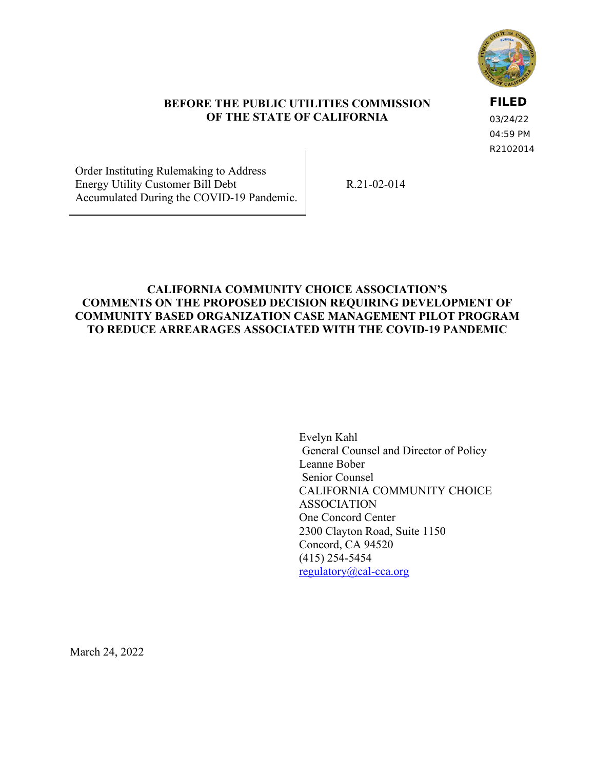FILED
03/24/22
04:59 PM
R2102014

**BEFORE THE PUBLIC UTILITIES COMMISSION OF THE STATE OF CALIFORNIA**

| | |
|---|---|
| Order Instituting Rulemaking to Address Energy Utility Customer Bill Debt Accumulated During the COVID-19 Pandemic. | R.21-02-014 |

**CALIFORNIA COMMUNITY CHOICE ASSOCIATION'S COMMENTS ON THE PROPOSED DECISION REQUIRING DEVELOPMENT OF COMMUNITY BASED ORGANIZATION CASE MANAGEMENT PILOT PROGRAM TO REDUCE ARREARAGES ASSOCIATED WITH THE COVID-19 PANDEMIC**

Evelyn Kahl
General Counsel and Director of Policy
Leanne Bober
Senior Counsel
CALIFORNIA COMMUNITY CHOICE ASSOCIATION
One Concord Center
2300 Clayton Road, Suite 1150
Concord, CA 94520
(415) 254-5454
regulatory@cal-cca.org

March 24, 2022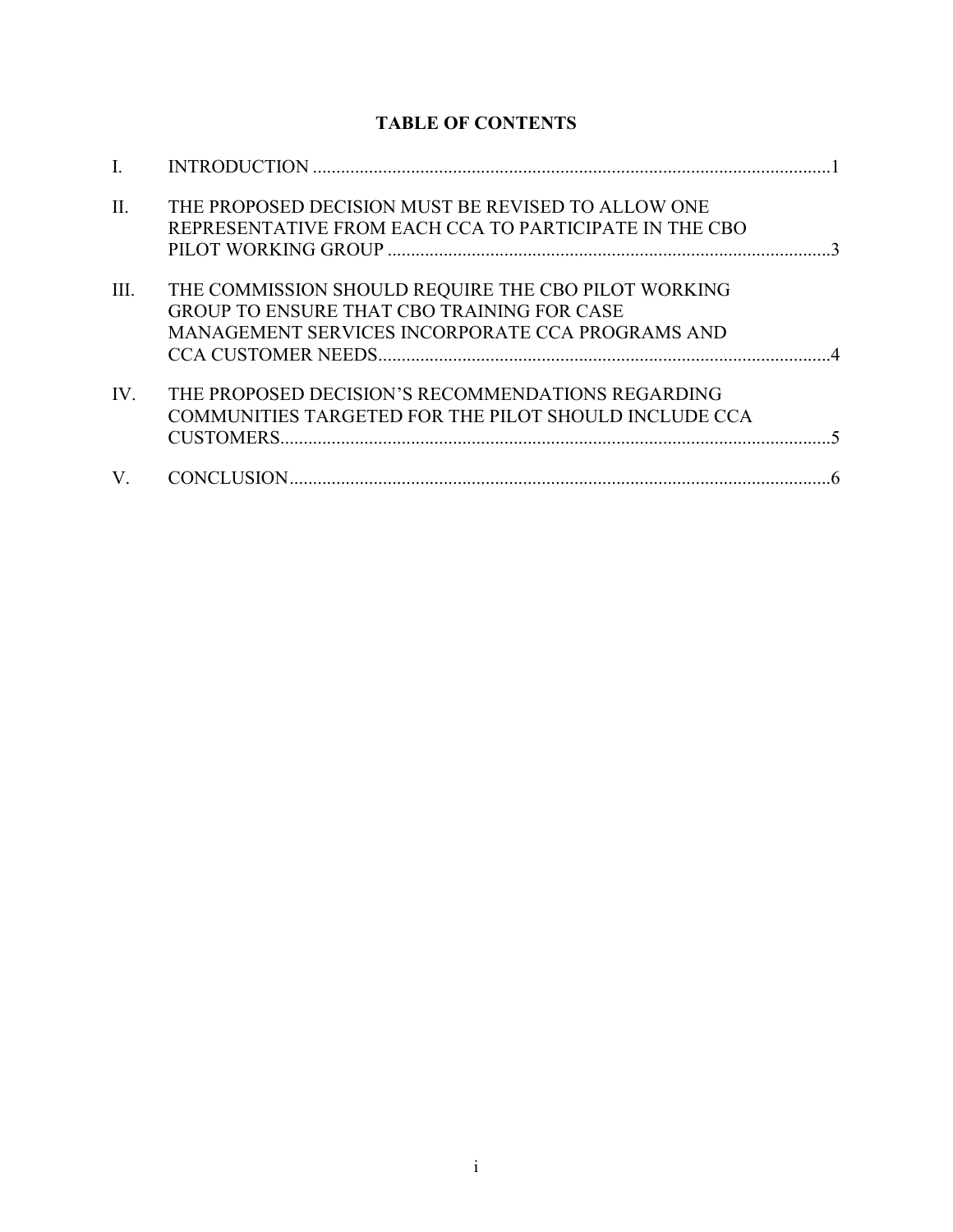**TABLE OF CONTENTS**

| | | |
|---|---|---|
| I. | INTRODUCTION | 1 |
| II. | THE PROPOSED DECISION MUST BE REVISED TO ALLOW ONE REPRESENTATIVE FROM EACH CCA TO PARTICIPATE IN THE CBO PILOT WORKING GROUP | 3 |
| III. | THE COMMISSION SHOULD REQUIRE THE CBO PILOT WORKING GROUP TO ENSURE THAT CBO TRAINING FOR CASE MANAGEMENT SERVICES INCORPORATE CCA PROGRAMS AND CCA CUSTOMER NEEDS | 4 |
| IV. | THE PROPOSED DECISION'S RECOMMENDATIONS REGARDING COMMUNITIES TARGETED FOR THE PILOT SHOULD INCLUDE CCA CUSTOMERS | 5 |
| V. | CONCLUSION | 6 |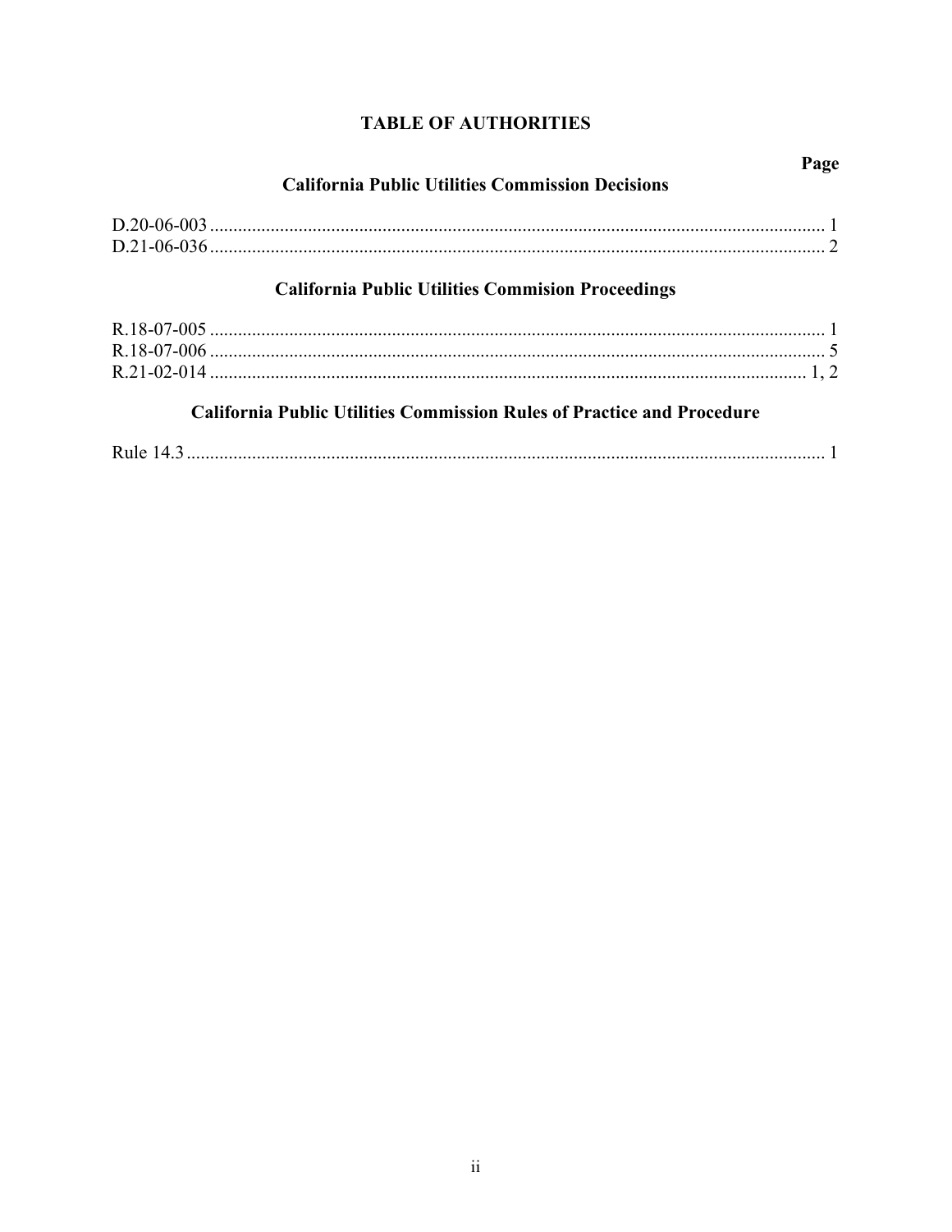## TABLE OF AUTHORITIES

**Page**

### California Public Utilities Commission Decisions

D.20-06-003 .................................................................................................................... 1
D.21-06-036 .................................................................................................................... 2

### California Public Utilities Commision Proceedings

R.18-07-005 .................................................................................................................... 1
R.18-07-006 .................................................................................................................... 5
R.21-02-014 ................................................................................................................ 1, 2

### California Public Utilities Commission Rules of Practice and Procedure

Rule 14.3 ........................................................................................................................ 1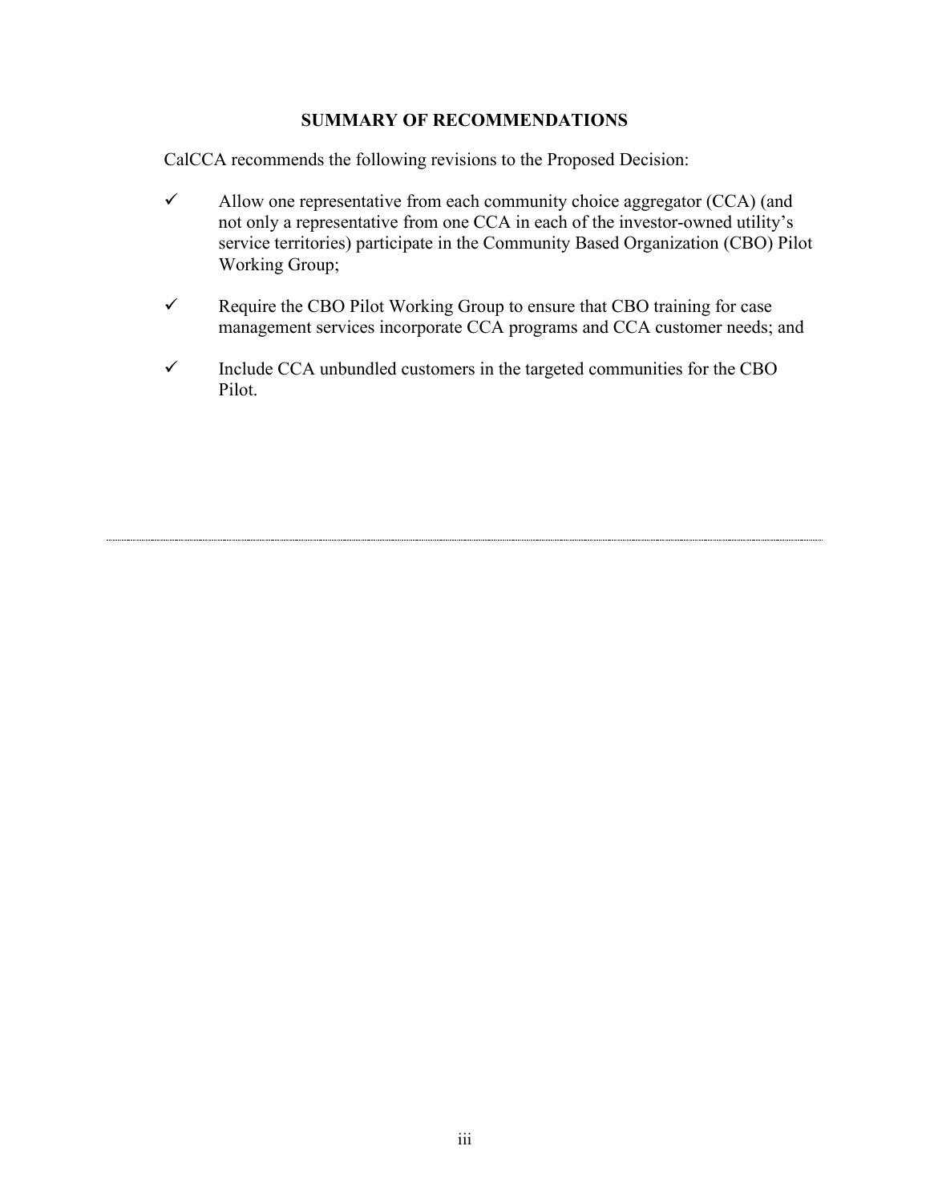## SUMMARY OF RECOMMENDATIONS

CalCCA recommends the following revisions to the Proposed Decision:

- ✓ Allow one representative from each community choice aggregator (CCA) (and not only a representative from one CCA in each of the investor-owned utility's service territories) participate in the Community Based Organization (CBO) Pilot Working Group;
- ✓ Require the CBO Pilot Working Group to ensure that CBO training for case management services incorporate CCA programs and CCA customer needs; and
- ✓ Include CCA unbundled customers in the targeted communities for the CBO Pilot.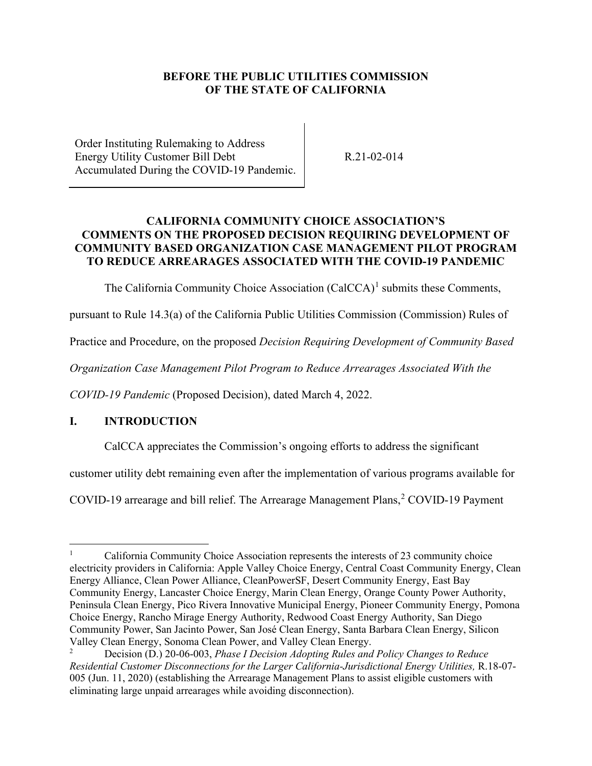**BEFORE THE PUBLIC UTILITIES COMMISSION OF THE STATE OF CALIFORNIA**

Order Instituting Rulemaking to Address Energy Utility Customer Bill Debt Accumulated During the COVID-19 Pandemic.

R.21-02-014

**CALIFORNIA COMMUNITY CHOICE ASSOCIATION'S COMMENTS ON THE PROPOSED DECISION REQUIRING DEVELOPMENT OF COMMUNITY BASED ORGANIZATION CASE MANAGEMENT PILOT PROGRAM TO REDUCE ARREARAGES ASSOCIATED WITH THE COVID-19 PANDEMIC**

The California Community Choice Association (CalCCA)[1] submits these Comments, pursuant to Rule 14.3(a) of the California Public Utilities Commission (Commission) Rules of Practice and Procedure, on the proposed *Decision Requiring Development of Community Based Organization Case Management Pilot Program to Reduce Arrearages Associated With the COVID-19 Pandemic* (Proposed Decision), dated March 4, 2022.

## I. INTRODUCTION

CalCCA appreciates the Commission's ongoing efforts to address the significant customer utility debt remaining even after the implementation of various programs available for COVID-19 arrearage and bill relief. The Arrearage Management Plans,[2] COVID-19 Payment

---

[1] California Community Choice Association represents the interests of 23 community choice electricity providers in California: Apple Valley Choice Energy, Central Coast Community Energy, Clean Energy Alliance, Clean Power Alliance, CleanPowerSF, Desert Community Energy, East Bay Community Energy, Lancaster Choice Energy, Marin Clean Energy, Orange County Power Authority, Peninsula Clean Energy, Pico Rivera Innovative Municipal Energy, Pioneer Community Energy, Pomona Choice Energy, Rancho Mirage Energy Authority, Redwood Coast Energy Authority, San Diego Community Power, San Jacinto Power, San José Clean Energy, Santa Barbara Clean Energy, Silicon Valley Clean Energy, Sonoma Clean Power, and Valley Clean Energy.

[2] Decision (D.) 20-06-003, *Phase I Decision Adopting Rules and Policy Changes to Reduce Residential Customer Disconnections for the Larger California-Jurisdictional Energy Utilities,* R.18-07-005 (Jun. 11, 2020) (establishing the Arrearage Management Plans to assist eligible customers with eliminating large unpaid arrearages while avoiding disconnection).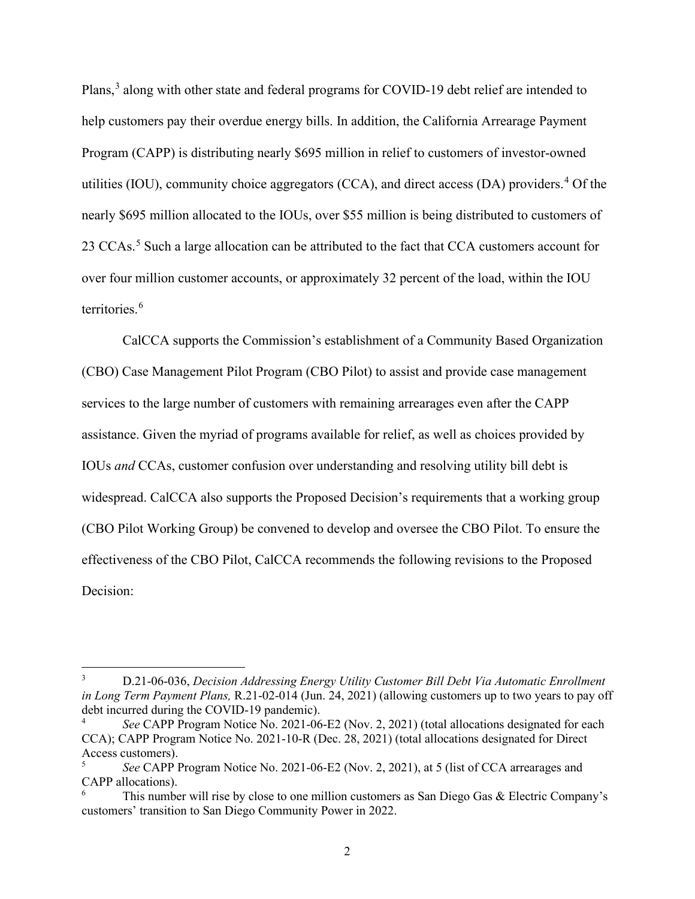Plans,[3] along with other state and federal programs for COVID-19 debt relief are intended to help customers pay their overdue energy bills. In addition, the California Arrearage Payment Program (CAPP) is distributing nearly $695 million in relief to customers of investor-owned utilities (IOU), community choice aggregators (CCA), and direct access (DA) providers.[4] Of the nearly $695 million allocated to the IOUs, over $55 million is being distributed to customers of 23 CCAs.[5] Such a large allocation can be attributed to the fact that CCA customers account for over four million customer accounts, or approximately 32 percent of the load, within the IOU territories.[6]

CalCCA supports the Commission's establishment of a Community Based Organization (CBO) Case Management Pilot Program (CBO Pilot) to assist and provide case management services to the large number of customers with remaining arrearages even after the CAPP assistance. Given the myriad of programs available for relief, as well as choices provided by IOUs *and* CCAs, customer confusion over understanding and resolving utility bill debt is widespread. CalCCA also supports the Proposed Decision's requirements that a working group (CBO Pilot Working Group) be convened to develop and oversee the CBO Pilot. To ensure the effectiveness of the CBO Pilot, CalCCA recommends the following revisions to the Proposed Decision:

---

[3] D.21-06-036, *Decision Addressing Energy Utility Customer Bill Debt Via Automatic Enrollment in Long Term Payment Plans,* R.21-02-014 (Jun. 24, 2021) (allowing customers up to two years to pay off debt incurred during the COVID-19 pandemic).

[4] *See* CAPP Program Notice No. 2021-06-E2 (Nov. 2, 2021) (total allocations designated for each CCA); CAPP Program Notice No. 2021-10-R (Dec. 28, 2021) (total allocations designated for Direct Access customers).

[5] *See* CAPP Program Notice No. 2021-06-E2 (Nov. 2, 2021), at 5 (list of CCA arrearages and CAPP allocations).

[6] This number will rise by close to one million customers as San Diego Gas & Electric Company's customers' transition to San Diego Community Power in 2022.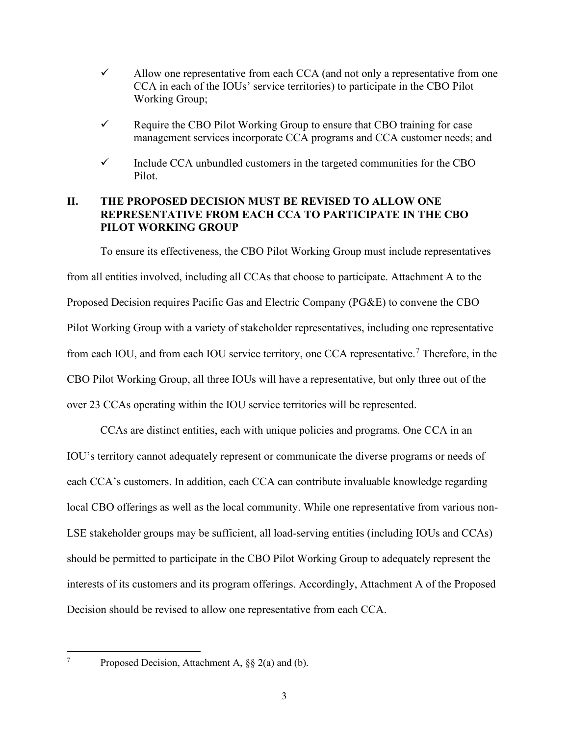- ✓ Allow one representative from each CCA (and not only a representative from one CCA in each of the IOUs' service territories) to participate in the CBO Pilot Working Group;
- ✓ Require the CBO Pilot Working Group to ensure that CBO training for case management services incorporate CCA programs and CCA customer needs; and
- ✓ Include CCA unbundled customers in the targeted communities for the CBO Pilot.

## II. THE PROPOSED DECISION MUST BE REVISED TO ALLOW ONE REPRESENTATIVE FROM EACH CCA TO PARTICIPATE IN THE CBO PILOT WORKING GROUP

To ensure its effectiveness, the CBO Pilot Working Group must include representatives from all entities involved, including all CCAs that choose to participate. Attachment A to the Proposed Decision requires Pacific Gas and Electric Company (PG&E) to convene the CBO Pilot Working Group with a variety of stakeholder representatives, including one representative from each IOU, and from each IOU service territory, one CCA representative.[7] Therefore, in the CBO Pilot Working Group, all three IOUs will have a representative, but only three out of the over 23 CCAs operating within the IOU service territories will be represented.

CCAs are distinct entities, each with unique policies and programs. One CCA in an IOU's territory cannot adequately represent or communicate the diverse programs or needs of each CCA's customers. In addition, each CCA can contribute invaluable knowledge regarding local CBO offerings as well as the local community. While one representative from various non-LSE stakeholder groups may be sufficient, all load-serving entities (including IOUs and CCAs) should be permitted to participate in the CBO Pilot Working Group to adequately represent the interests of its customers and its program offerings. Accordingly, Attachment A of the Proposed Decision should be revised to allow one representative from each CCA.

---

[7] Proposed Decision, Attachment A, §§ 2(a) and (b).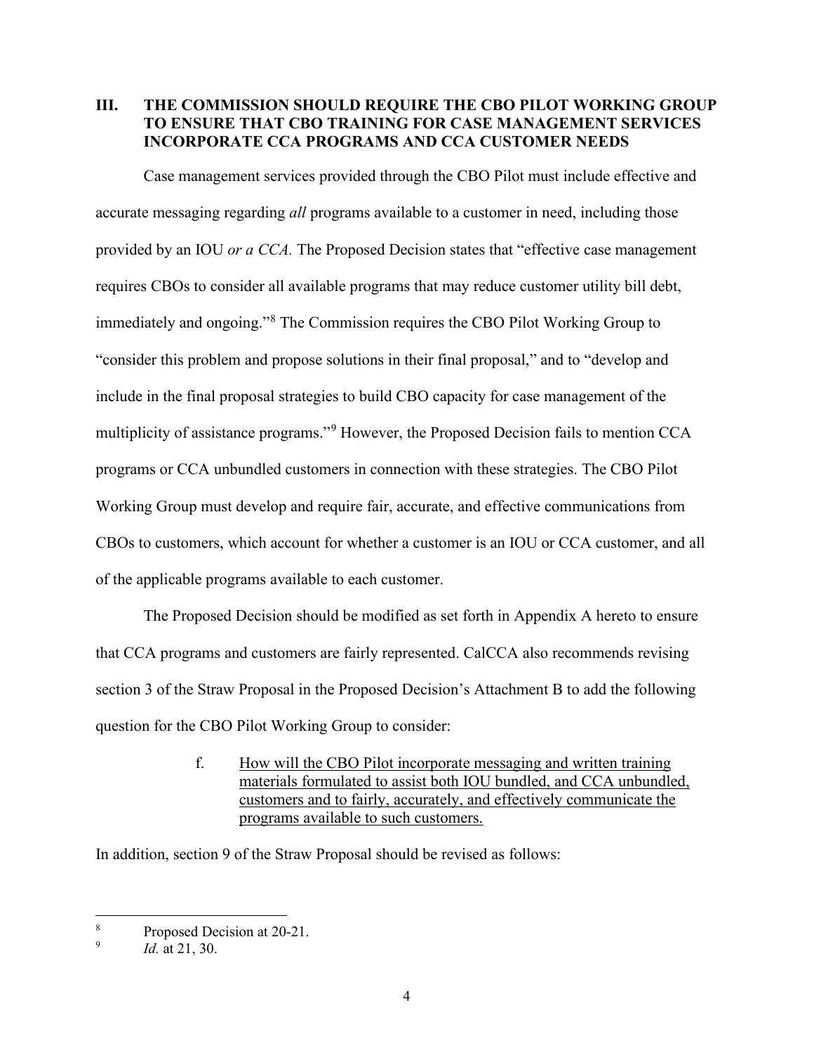## III. THE COMMISSION SHOULD REQUIRE THE CBO PILOT WORKING GROUP TO ENSURE THAT CBO TRAINING FOR CASE MANAGEMENT SERVICES INCORPORATE CCA PROGRAMS AND CCA CUSTOMER NEEDS

Case management services provided through the CBO Pilot must include effective and accurate messaging regarding *all* programs available to a customer in need, including those provided by an IOU *or a CCA.* The Proposed Decision states that "effective case management requires CBOs to consider all available programs that may reduce customer utility bill debt, immediately and ongoing."[8] The Commission requires the CBO Pilot Working Group to "consider this problem and propose solutions in their final proposal," and to "develop and include in the final proposal strategies to build CBO capacity for case management of the multiplicity of assistance programs."[9] However, the Proposed Decision fails to mention CCA programs or CCA unbundled customers in connection with these strategies. The CBO Pilot Working Group must develop and require fair, accurate, and effective communications from CBOs to customers, which account for whether a customer is an IOU or CCA customer, and all of the applicable programs available to each customer.

The Proposed Decision should be modified as set forth in Appendix A hereto to ensure that CCA programs and customers are fairly represented. CalCCA also recommends revising section 3 of the Straw Proposal in the Proposed Decision's Attachment B to add the following question for the CBO Pilot Working Group to consider:

> f. <u>How will the CBO Pilot incorporate messaging and written training materials formulated to assist both IOU bundled, and CCA unbundled, customers and to fairly, accurately, and effectively communicate the programs available to such customers.</u>

In addition, section 9 of the Straw Proposal should be revised as follows:

---

[8] Proposed Decision at 20-21.

[9] *Id.* at 21, 30.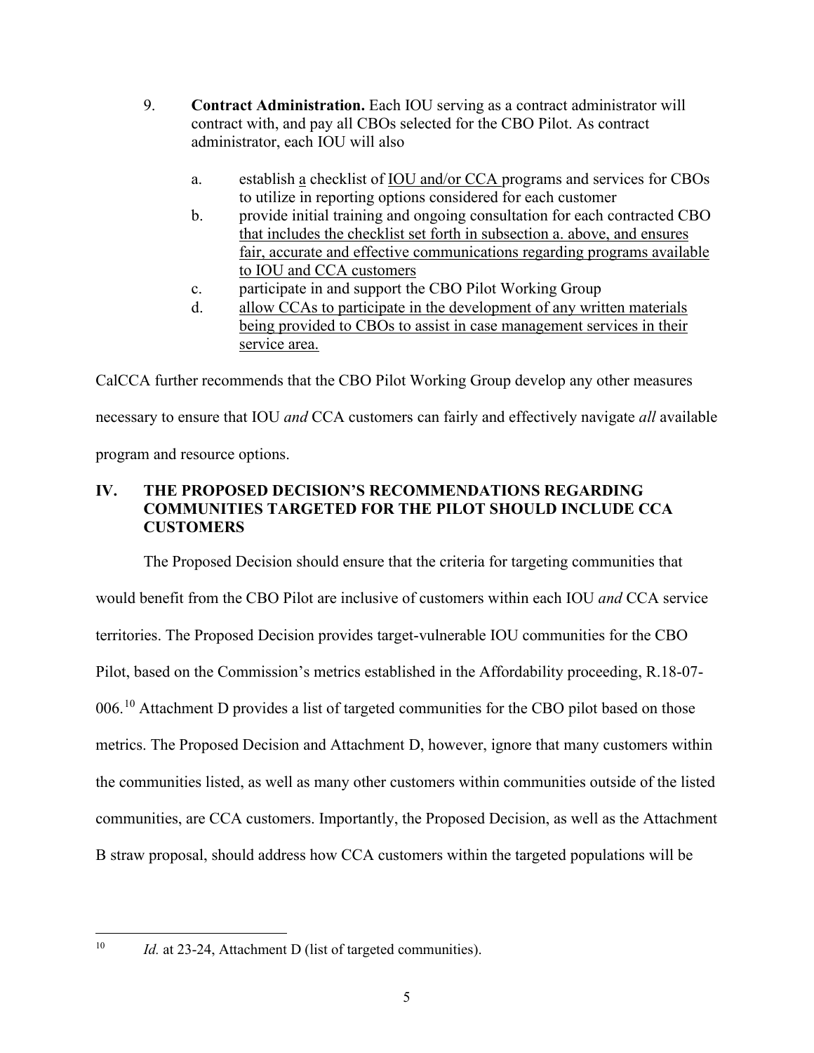9. **Contract Administration.** Each IOU serving as a contract administrator will contract with, and pay all CBOs selected for the CBO Pilot. As contract administrator, each IOU will also

   a. establish <u>a</u> checklist of <u>IOU and/or CCA</u> programs and services for CBOs to utilize in reporting options considered for each customer
   b. provide initial training and ongoing consultation for each contracted CBO <u>that includes the checklist set forth in subsection a. above, and ensures fair, accurate and effective communications regarding programs available to IOU and CCA customers</u>
   c. participate in and support the CBO Pilot Working Group
   d. <u>allow CCAs to participate in the development of any written materials being provided to CBOs to assist in case management services in their service area.</u>

CalCCA further recommends that the CBO Pilot Working Group develop any other measures necessary to ensure that IOU *and* CCA customers can fairly and effectively navigate *all* available program and resource options.

## IV. THE PROPOSED DECISION'S RECOMMENDATIONS REGARDING COMMUNITIES TARGETED FOR THE PILOT SHOULD INCLUDE CCA CUSTOMERS

The Proposed Decision should ensure that the criteria for targeting communities that would benefit from the CBO Pilot are inclusive of customers within each IOU *and* CCA service territories. The Proposed Decision provides target-vulnerable IOU communities for the CBO Pilot, based on the Commission's metrics established in the Affordability proceeding, R.18-07-006.[10] Attachment D provides a list of targeted communities for the CBO pilot based on those metrics. The Proposed Decision and Attachment D, however, ignore that many customers within the communities listed, as well as many other customers within communities outside of the listed communities, are CCA customers. Importantly, the Proposed Decision, as well as the Attachment B straw proposal, should address how CCA customers within the targeted populations will be

---

[10] *Id.* at 23-24, Attachment D (list of targeted communities).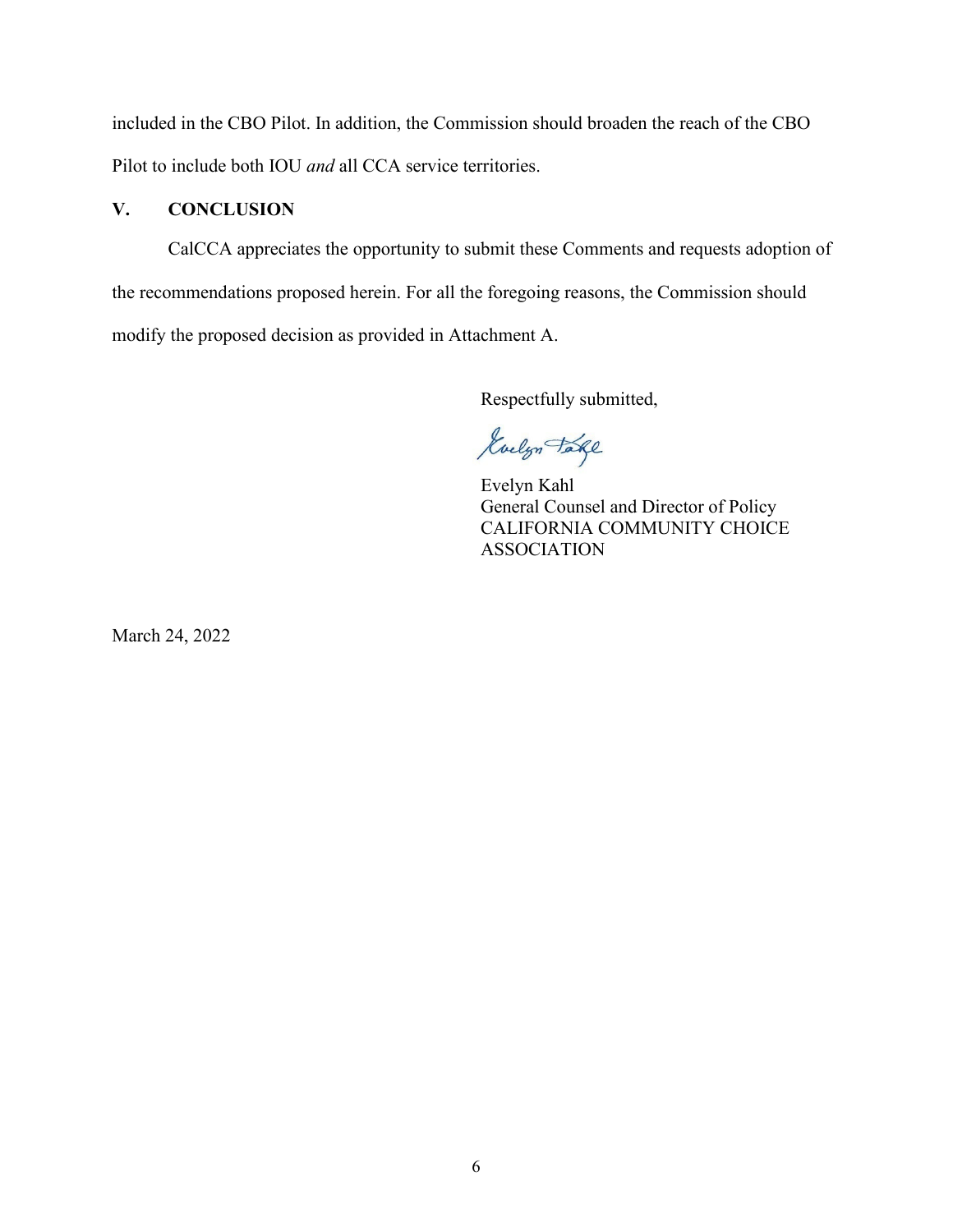included in the CBO Pilot. In addition, the Commission should broaden the reach of the CBO Pilot to include both IOU *and* all CCA service territories.

## V. CONCLUSION

CalCCA appreciates the opportunity to submit these Comments and requests adoption of the recommendations proposed herein. For all the foregoing reasons, the Commission should modify the proposed decision as provided in Attachment A.

Respectfully submitted,

Evelyn Kahl
General Counsel and Director of Policy
CALIFORNIA COMMUNITY CHOICE ASSOCIATION

March 24, 2022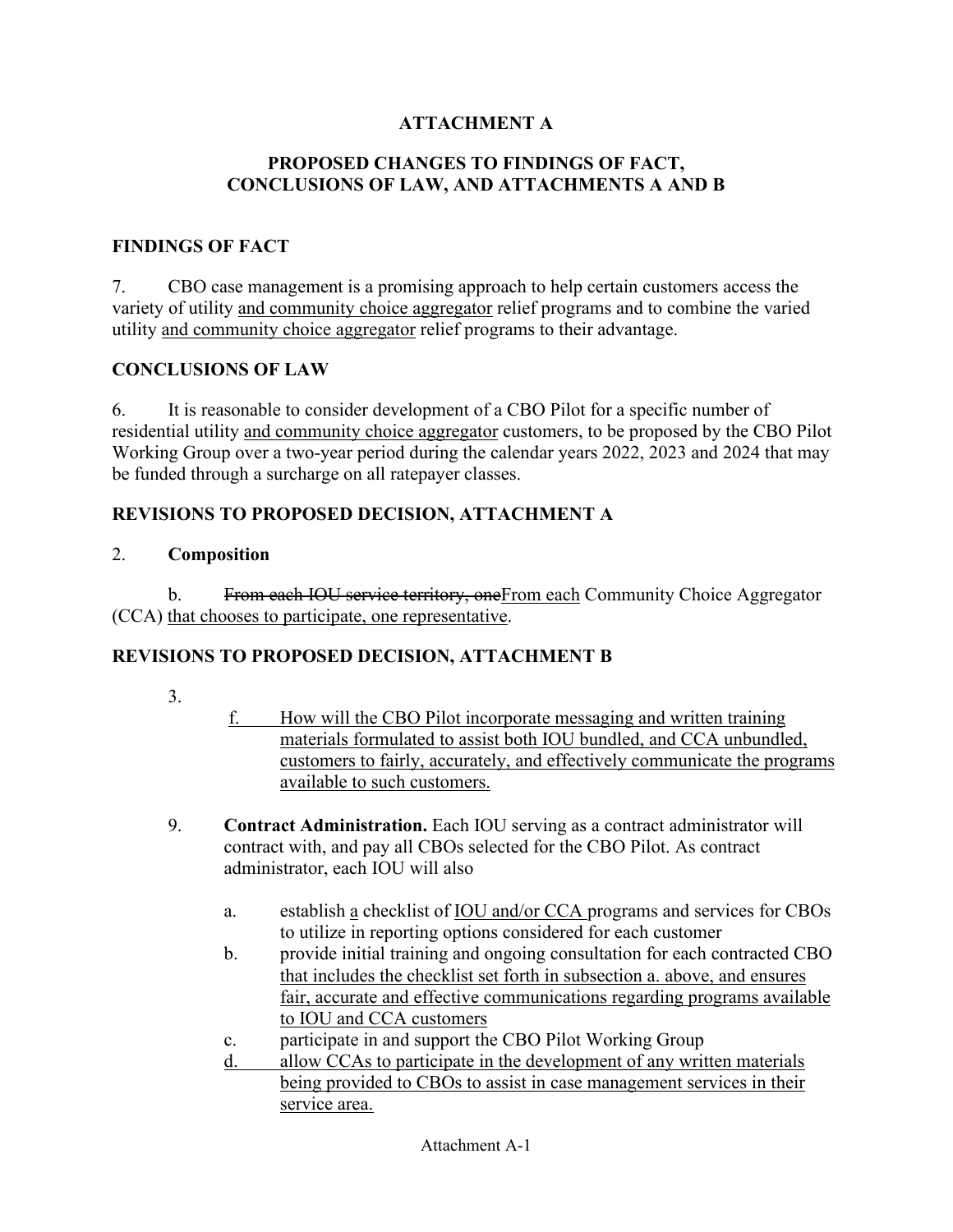## ATTACHMENT A

## PROPOSED CHANGES TO FINDINGS OF FACT, CONCLUSIONS OF LAW, AND ATTACHMENTS A AND B

### FINDINGS OF FACT

7. CBO case management is a promising approach to help certain customers access the variety of utility <u>and community choice aggregator</u> relief programs and to combine the varied utility <u>and community choice aggregator</u> relief programs to their advantage.

### CONCLUSIONS OF LAW

6. It is reasonable to consider development of a CBO Pilot for a specific number of residential utility <u>and community choice aggregator</u> customers, to be proposed by the CBO Pilot Working Group over a two-year period during the calendar years 2022, 2023 and 2024 that may be funded through a surcharge on all ratepayer classes.

### REVISIONS TO PROPOSED DECISION, ATTACHMENT A

2. **Composition**

   b. ~~From each IOU service territory, one~~<u>From each</u> Community Choice Aggregator (CCA) <u>that chooses to participate, one representative</u>.

### REVISIONS TO PROPOSED DECISION, ATTACHMENT B

3.

   <u>f. How will the CBO Pilot incorporate messaging and written training materials formulated to assist both IOU bundled, and CCA unbundled, customers to fairly, accurately, and effectively communicate the programs available to such customers.</u>

9. **Contract Administration.** Each IOU serving as a contract administrator will contract with, and pay all CBOs selected for the CBO Pilot. As contract administrator, each IOU will also

   a. establish <u>a</u> checklist of <u>IOU and/or CCA</u> programs and services for CBOs to utilize in reporting options considered for each customer
   
   b. provide initial training and ongoing consultation for each contracted CBO <u>that includes the checklist set forth in subsection a. above, and ensures fair, accurate and effective communications regarding programs available to IOU and CCA customers</u>
   
   c. participate in and support the CBO Pilot Working Group
   
   <u>d. allow CCAs to participate in the development of any written materials being provided to CBOs to assist in case management services in their service area.</u>